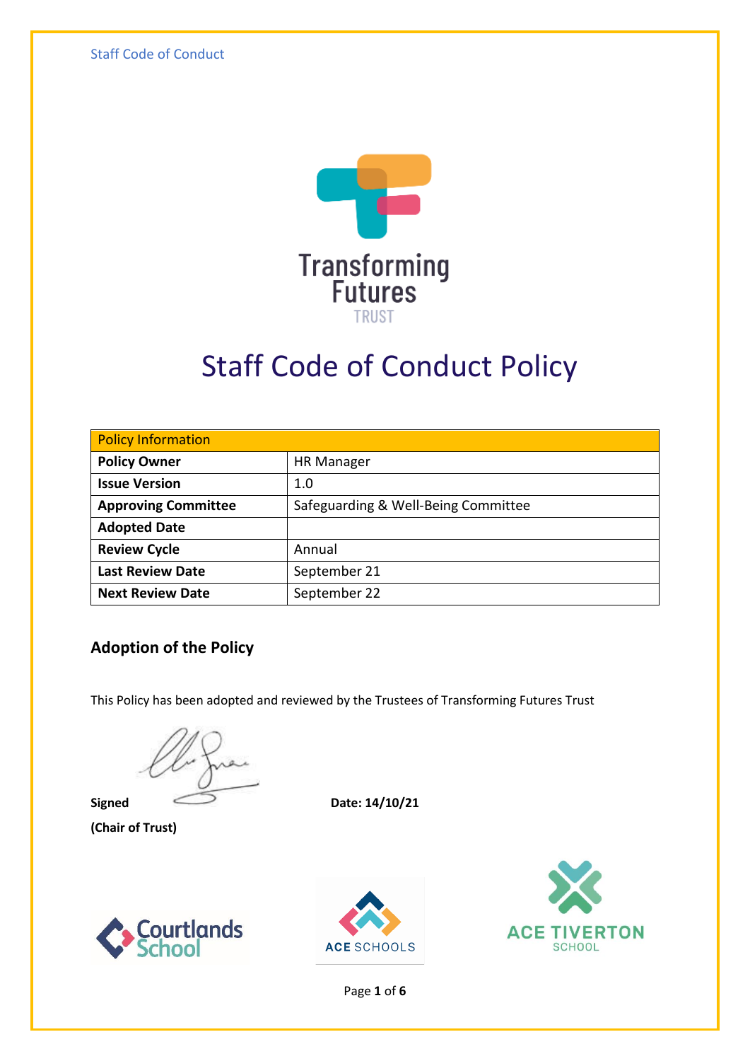Transforming Futures TRUST

# Staff Code of Conduct Policy

| Policy Information | |
|---|---|
| **Policy Owner** | HR Manager |
| **Issue Version** | 1.0 |
| **Approving Committee** | Safeguarding & Well-Being Committee |
| **Adopted Date** | |
| **Review Cycle** | Annual |
| **Last Review Date** | September 21 |
| **Next Review Date** | September 22 |

## Adoption of the Policy

This Policy has been adopted and reviewed by the Trustees of Transforming Futures Trust

**Signed** **Date: 14/10/21**

**(Chair of Trust)**

Courtlands School   ACE SCHOOLS   ACE TIVERTON SCHOOL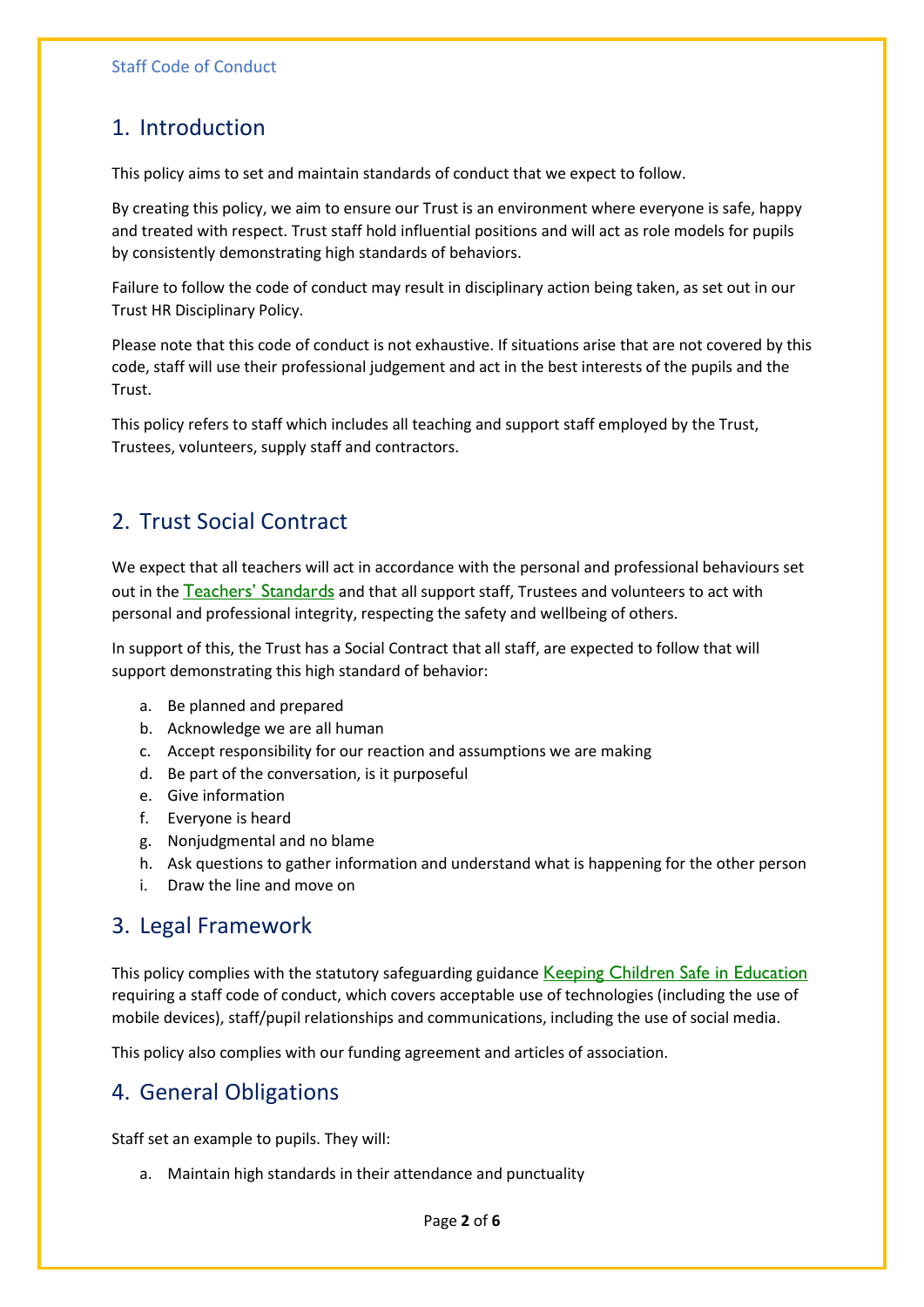## 1. Introduction

This policy aims to set and maintain standards of conduct that we expect to follow.

By creating this policy, we aim to ensure our Trust is an environment where everyone is safe, happy and treated with respect. Trust staff hold influential positions and will act as role models for pupils by consistently demonstrating high standards of behaviors.

Failure to follow the code of conduct may result in disciplinary action being taken, as set out in our Trust HR Disciplinary Policy.

Please note that this code of conduct is not exhaustive. If situations arise that are not covered by this code, staff will use their professional judgement and act in the best interests of the pupils and the Trust.

This policy refers to staff which includes all teaching and support staff employed by the Trust, Trustees, volunteers, supply staff and contractors.

## 2. Trust Social Contract

We expect that all teachers will act in accordance with the personal and professional behaviours set out in the Teachers' Standards and that all support staff, Trustees and volunteers to act with personal and professional integrity, respecting the safety and wellbeing of others.

In support of this, the Trust has a Social Contract that all staff, are expected to follow that will support demonstrating this high standard of behavior:

a. Be planned and prepared
b. Acknowledge we are all human
c. Accept responsibility for our reaction and assumptions we are making
d. Be part of the conversation, is it purposeful
e. Give information
f. Everyone is heard
g. Nonjudgmental and no blame
h. Ask questions to gather information and understand what is happening for the other person
i. Draw the line and move on

## 3. Legal Framework

This policy complies with the statutory safeguarding guidance Keeping Children Safe in Education requiring a staff code of conduct, which covers acceptable use of technologies (including the use of mobile devices), staff/pupil relationships and communications, including the use of social media.

This policy also complies with our funding agreement and articles of association.

## 4. General Obligations

Staff set an example to pupils. They will:

a. Maintain high standards in their attendance and punctuality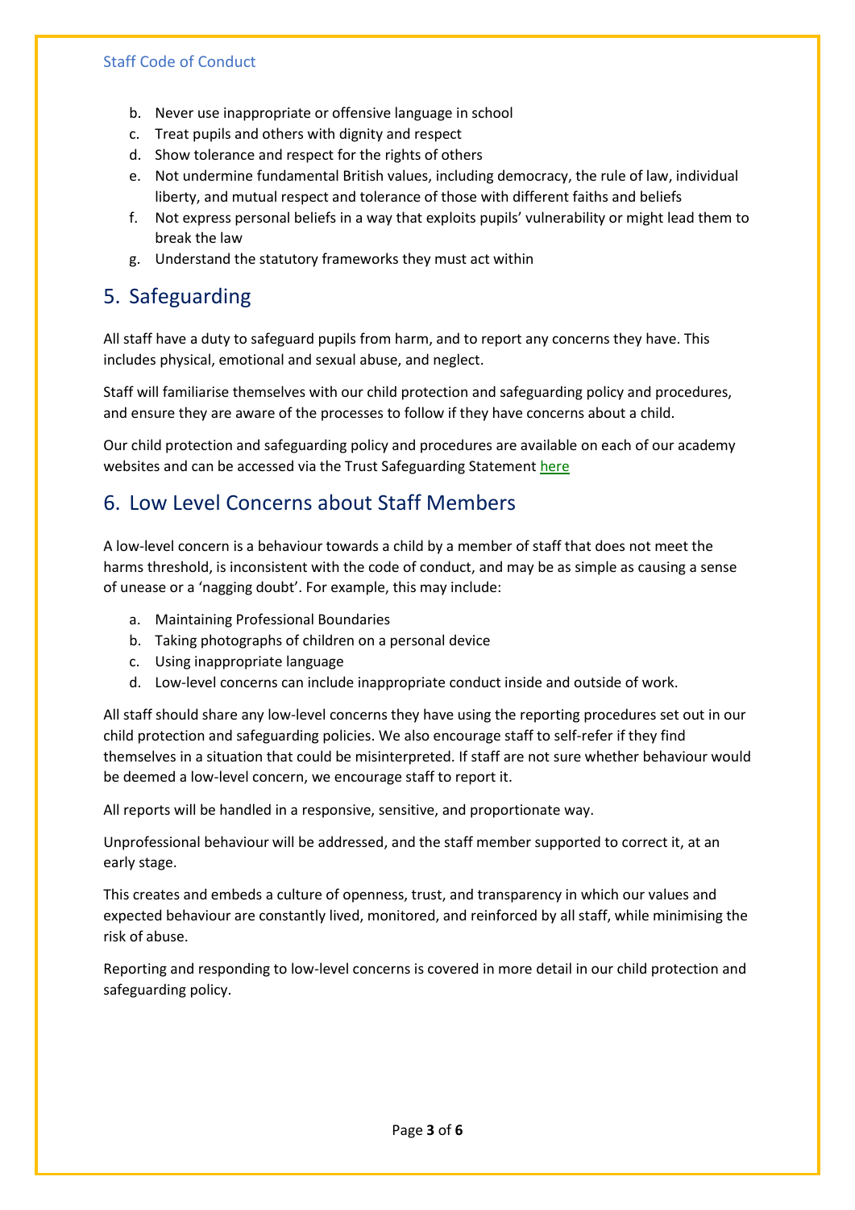b. Never use inappropriate or offensive language in school
c. Treat pupils and others with dignity and respect
d. Show tolerance and respect for the rights of others
e. Not undermine fundamental British values, including democracy, the rule of law, individual liberty, and mutual respect and tolerance of those with different faiths and beliefs
f. Not express personal beliefs in a way that exploits pupils' vulnerability or might lead them to break the law
g. Understand the statutory frameworks they must act within

## 5. Safeguarding

All staff have a duty to safeguard pupils from harm, and to report any concerns they have. This includes physical, emotional and sexual abuse, and neglect.

Staff will familiarise themselves with our child protection and safeguarding policy and procedures, and ensure they are aware of the processes to follow if they have concerns about a child.

Our child protection and safeguarding policy and procedures are available on each of our academy websites and can be accessed via the Trust Safeguarding Statement here

## 6. Low Level Concerns about Staff Members

A low-level concern is a behaviour towards a child by a member of staff that does not meet the harms threshold, is inconsistent with the code of conduct, and may be as simple as causing a sense of unease or a 'nagging doubt'. For example, this may include:

a. Maintaining Professional Boundaries
b. Taking photographs of children on a personal device
c. Using inappropriate language
d. Low-level concerns can include inappropriate conduct inside and outside of work.

All staff should share any low-level concerns they have using the reporting procedures set out in our child protection and safeguarding policies. We also encourage staff to self-refer if they find themselves in a situation that could be misinterpreted. If staff are not sure whether behaviour would be deemed a low-level concern, we encourage staff to report it.

All reports will be handled in a responsive, sensitive, and proportionate way.

Unprofessional behaviour will be addressed, and the staff member supported to correct it, at an early stage.

This creates and embeds a culture of openness, trust, and transparency in which our values and expected behaviour are constantly lived, monitored, and reinforced by all staff, while minimising the risk of abuse.

Reporting and responding to low-level concerns is covered in more detail in our child protection and safeguarding policy.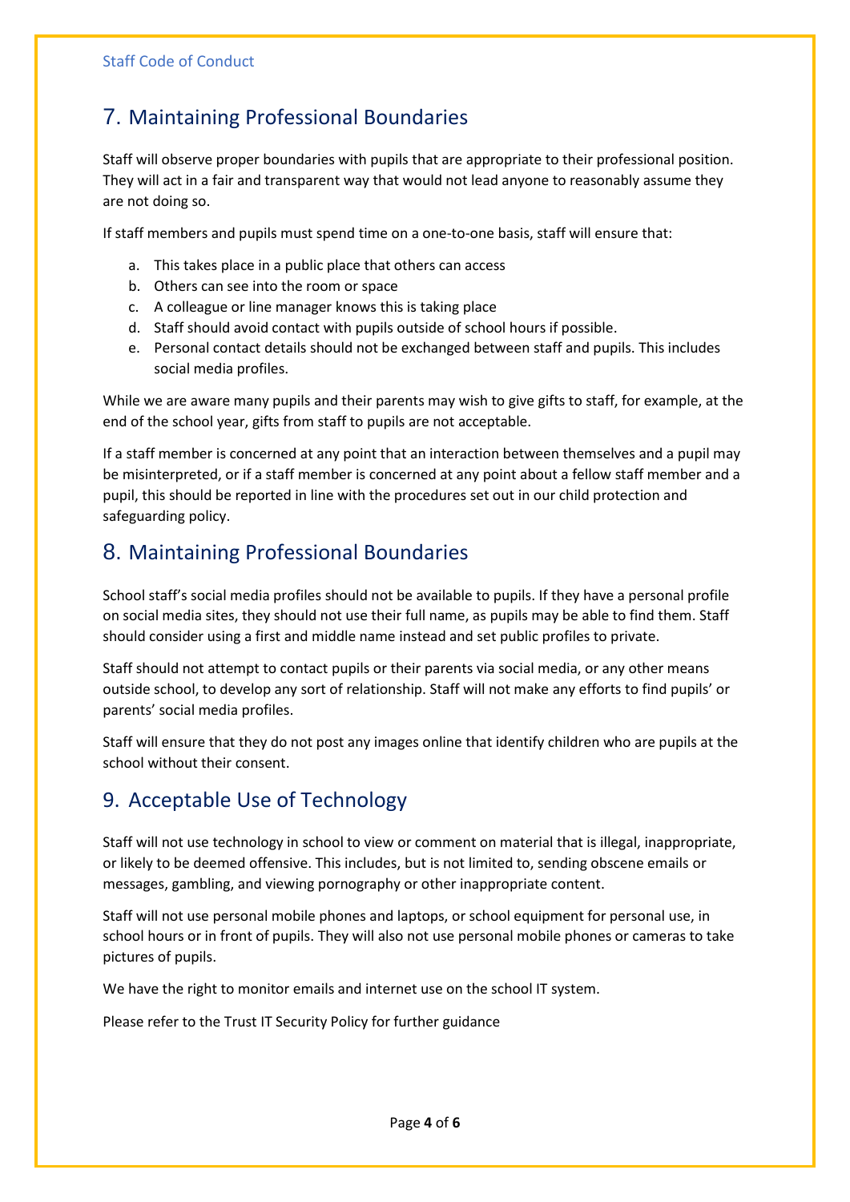## 7. Maintaining Professional Boundaries

Staff will observe proper boundaries with pupils that are appropriate to their professional position. They will act in a fair and transparent way that would not lead anyone to reasonably assume they are not doing so.

If staff members and pupils must spend time on a one-to-one basis, staff will ensure that:

a. This takes place in a public place that others can access
b. Others can see into the room or space
c. A colleague or line manager knows this is taking place
d. Staff should avoid contact with pupils outside of school hours if possible.
e. Personal contact details should not be exchanged between staff and pupils. This includes social media profiles.

While we are aware many pupils and their parents may wish to give gifts to staff, for example, at the end of the school year, gifts from staff to pupils are not acceptable.

If a staff member is concerned at any point that an interaction between themselves and a pupil may be misinterpreted, or if a staff member is concerned at any point about a fellow staff member and a pupil, this should be reported in line with the procedures set out in our child protection and safeguarding policy.

## 8. Maintaining Professional Boundaries

School staff's social media profiles should not be available to pupils. If they have a personal profile on social media sites, they should not use their full name, as pupils may be able to find them. Staff should consider using a first and middle name instead and set public profiles to private.

Staff should not attempt to contact pupils or their parents via social media, or any other means outside school, to develop any sort of relationship. Staff will not make any efforts to find pupils' or parents' social media profiles.

Staff will ensure that they do not post any images online that identify children who are pupils at the school without their consent.

## 9. Acceptable Use of Technology

Staff will not use technology in school to view or comment on material that is illegal, inappropriate, or likely to be deemed offensive. This includes, but is not limited to, sending obscene emails or messages, gambling, and viewing pornography or other inappropriate content.

Staff will not use personal mobile phones and laptops, or school equipment for personal use, in school hours or in front of pupils. They will also not use personal mobile phones or cameras to take pictures of pupils.

We have the right to monitor emails and internet use on the school IT system.

Please refer to the Trust IT Security Policy for further guidance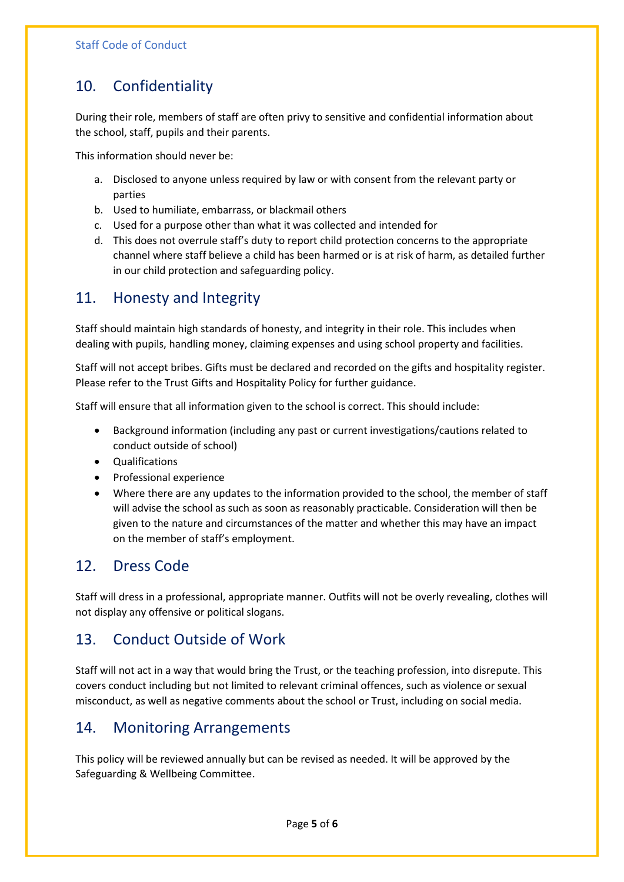## 10. Confidentiality

During their role, members of staff are often privy to sensitive and confidential information about the school, staff, pupils and their parents.

This information should never be:

a. Disclosed to anyone unless required by law or with consent from the relevant party or parties
b. Used to humiliate, embarrass, or blackmail others
c. Used for a purpose other than what it was collected and intended for
d. This does not overrule staff's duty to report child protection concerns to the appropriate channel where staff believe a child has been harmed or is at risk of harm, as detailed further in our child protection and safeguarding policy.

## 11. Honesty and Integrity

Staff should maintain high standards of honesty, and integrity in their role. This includes when dealing with pupils, handling money, claiming expenses and using school property and facilities.

Staff will not accept bribes. Gifts must be declared and recorded on the gifts and hospitality register. Please refer to the Trust Gifts and Hospitality Policy for further guidance.

Staff will ensure that all information given to the school is correct. This should include:

- Background information (including any past or current investigations/cautions related to conduct outside of school)
- Qualifications
- Professional experience
- Where there are any updates to the information provided to the school, the member of staff will advise the school as such as soon as reasonably practicable. Consideration will then be given to the nature and circumstances of the matter and whether this may have an impact on the member of staff's employment.

## 12. Dress Code

Staff will dress in a professional, appropriate manner. Outfits will not be overly revealing, clothes will not display any offensive or political slogans.

## 13. Conduct Outside of Work

Staff will not act in a way that would bring the Trust, or the teaching profession, into disrepute. This covers conduct including but not limited to relevant criminal offences, such as violence or sexual misconduct, as well as negative comments about the school or Trust, including on social media.

## 14. Monitoring Arrangements

This policy will be reviewed annually but can be revised as needed. It will be approved by the Safeguarding & Wellbeing Committee.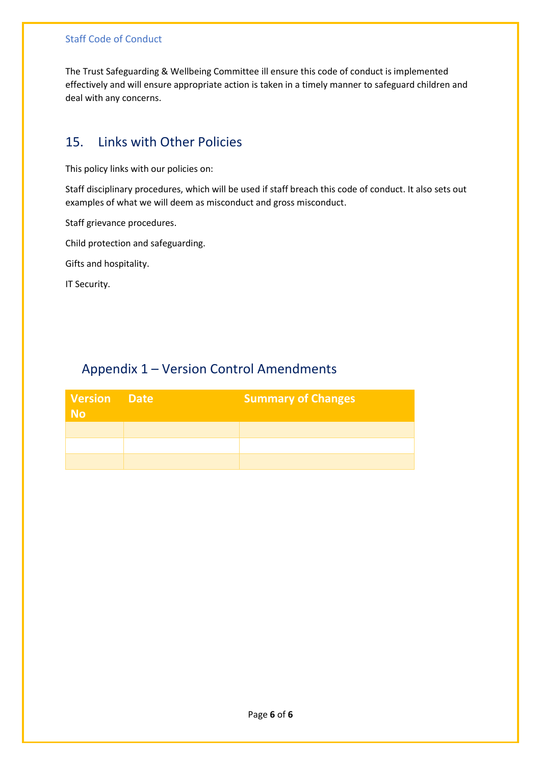The Trust Safeguarding & Wellbeing Committee ill ensure this code of conduct is implemented effectively and will ensure appropriate action is taken in a timely manner to safeguard children and deal with any concerns.

## 15. Links with Other Policies

This policy links with our policies on:

Staff disciplinary procedures, which will be used if staff breach this code of conduct. It also sets out examples of what we will deem as misconduct and gross misconduct.

Staff grievance procedures.

Child protection and safeguarding.

Gifts and hospitality.

IT Security.

## Appendix 1 – Version Control Amendments

| Version No | Date | Summary of Changes |
|---|---|---|
| | | |
| | | |
| | | |